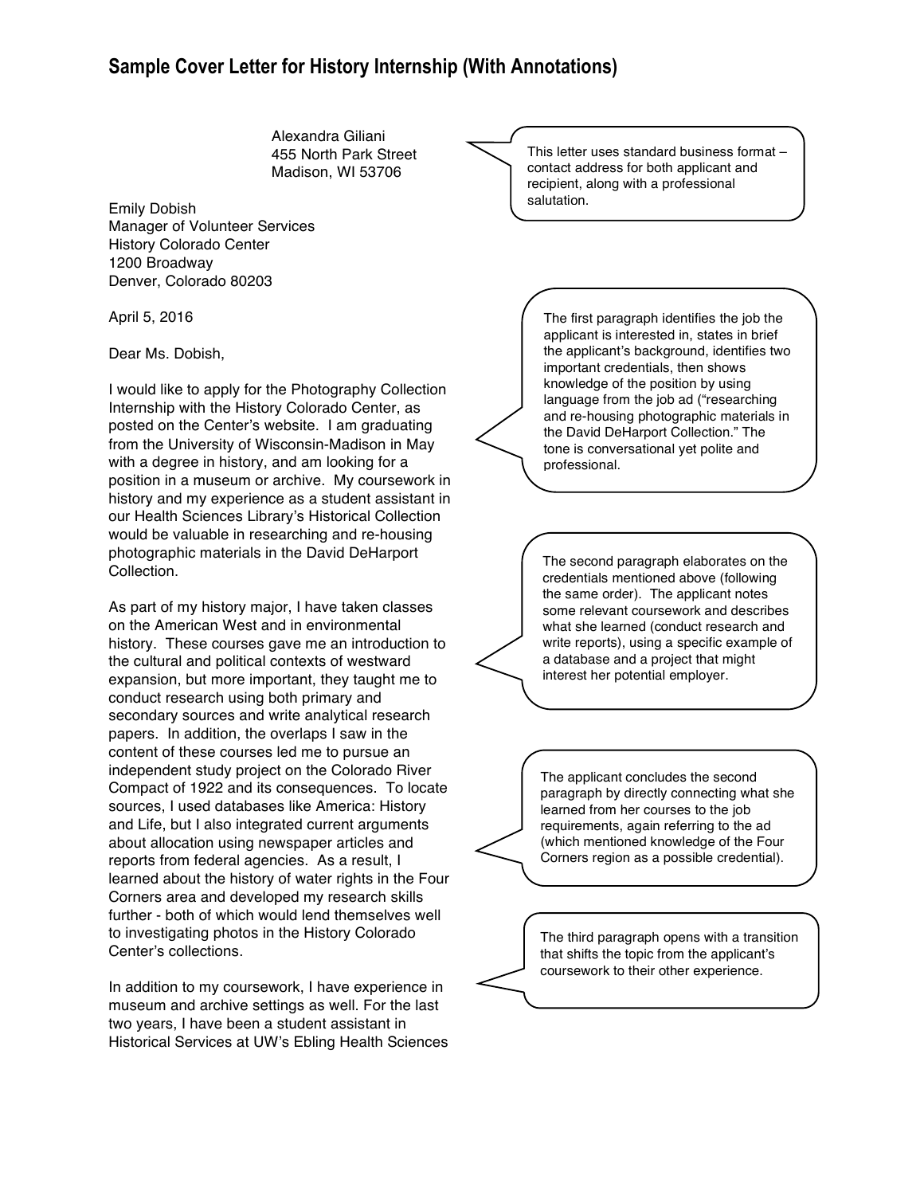# Sample Cover Letter for History Internship (With Annotations)

Alexandra Giliani
455 North Park Street
Madison, WI 53706

> This letter uses standard business format – contact address for both applicant and recipient, along with a professional salutation.

Emily Dobish
Manager of Volunteer Services
History Colorado Center
1200 Broadway
Denver, Colorado 80203

April 5, 2016

Dear Ms. Dobish,

I would like to apply for the Photography Collection Internship with the History Colorado Center, as posted on the Center's website. I am graduating from the University of Wisconsin-Madison in May with a degree in history, and am looking for a position in a museum or archive. My coursework in history and my experience as a student assistant in our Health Sciences Library's Historical Collection would be valuable in researching and re-housing photographic materials in the David DeHarport Collection.

> The first paragraph identifies the job the applicant is interested in, states in brief the applicant's background, identifies two important credentials, then shows knowledge of the position by using language from the job ad ("researching and re-housing photographic materials in the David DeHarport Collection." The tone is conversational yet polite and professional.

As part of my history major, I have taken classes on the American West and in environmental history. These courses gave me an introduction to the cultural and political contexts of westward expansion, but more important, they taught me to conduct research using both primary and secondary sources and write analytical research papers. In addition, the overlaps I saw in the content of these courses led me to pursue an independent study project on the Colorado River Compact of 1922 and its consequences. To locate sources, I used databases like America: History and Life, but I also integrated current arguments about allocation using newspaper articles and reports from federal agencies. As a result, I learned about the history of water rights in the Four Corners area and developed my research skills further - both of which would lend themselves well to investigating photos in the History Colorado Center's collections.

> The second paragraph elaborates on the credentials mentioned above (following the same order). The applicant notes some relevant coursework and describes what she learned (conduct research and write reports), using a specific example of a database and a project that might interest her potential employer.

> The applicant concludes the second paragraph by directly connecting what she learned from her courses to the job requirements, again referring to the ad (which mentioned knowledge of the Four Corners region as a possible credential).

In addition to my coursework, I have experience in museum and archive settings as well. For the last two years, I have been a student assistant in Historical Services at UW's Ebling Health Sciences

> The third paragraph opens with a transition that shifts the topic from the applicant's coursework to their other experience.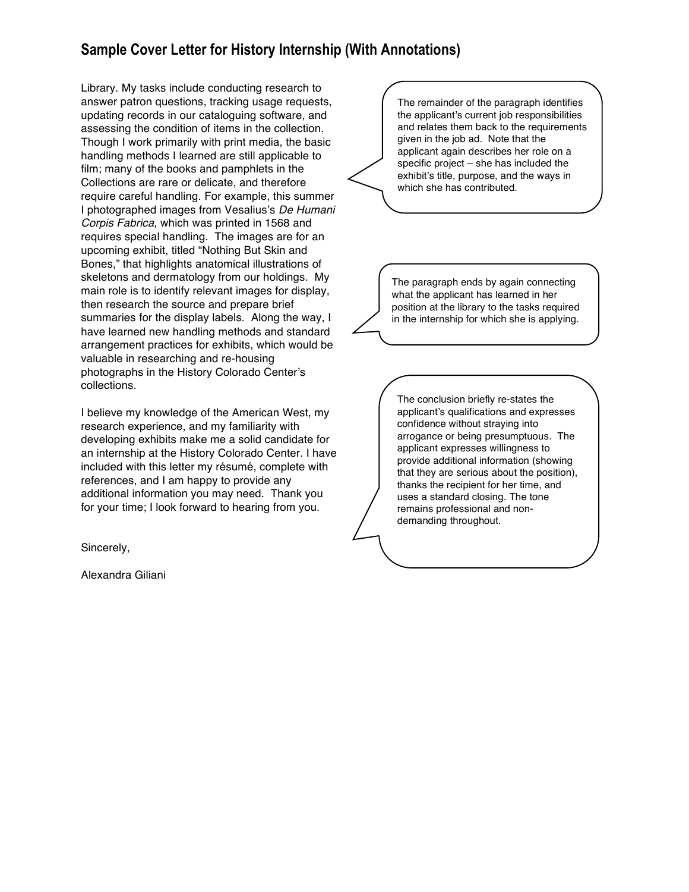## Sample Cover Letter for History Internship (With Annotations)

Library. My tasks include conducting research to answer patron questions, tracking usage requests, updating records in our cataloguing software, and assessing the condition of items in the collection. Though I work primarily with print media, the basic handling methods I learned are still applicable to film; many of the books and pamphlets in the Collections are rare or delicate, and therefore require careful handling. For example, this summer I photographed images from Vesalius's *De Humani Corpis Fabrica,* which was printed in 1568 and requires special handling. The images are for an upcoming exhibit, titled "Nothing But Skin and Bones," that highlights anatomical illustrations of skeletons and dermatology from our holdings. My main role is to identify relevant images for display, then research the source and prepare brief summaries for the display labels. Along the way, I have learned new handling methods and standard arrangement practices for exhibits, which would be valuable in researching and re-housing photographs in the History Colorado Center's collections.

> The remainder of the paragraph identifies the applicant's current job responsibilities and relates them back to the requirements given in the job ad. Note that the applicant again describes her role on a specific project – she has included the exhibit's title, purpose, and the ways in which she has contributed.

> The paragraph ends by again connecting what the applicant has learned in her position at the library to the tasks required in the internship for which she is applying.

I believe my knowledge of the American West, my research experience, and my familiarity with developing exhibits make me a solid candidate for an internship at the History Colorado Center. I have included with this letter my résumé, complete with references, and I am happy to provide any additional information you may need. Thank you for your time; I look forward to hearing from you.

> The conclusion briefly re-states the applicant's qualifications and expresses confidence without straying into arrogance or being presumptuous. The applicant expresses willingness to provide additional information (showing that they are serious about the position), thanks the recipient for her time, and uses a standard closing. The tone remains professional and non-demanding throughout.

Sincerely,

Alexandra Giliani